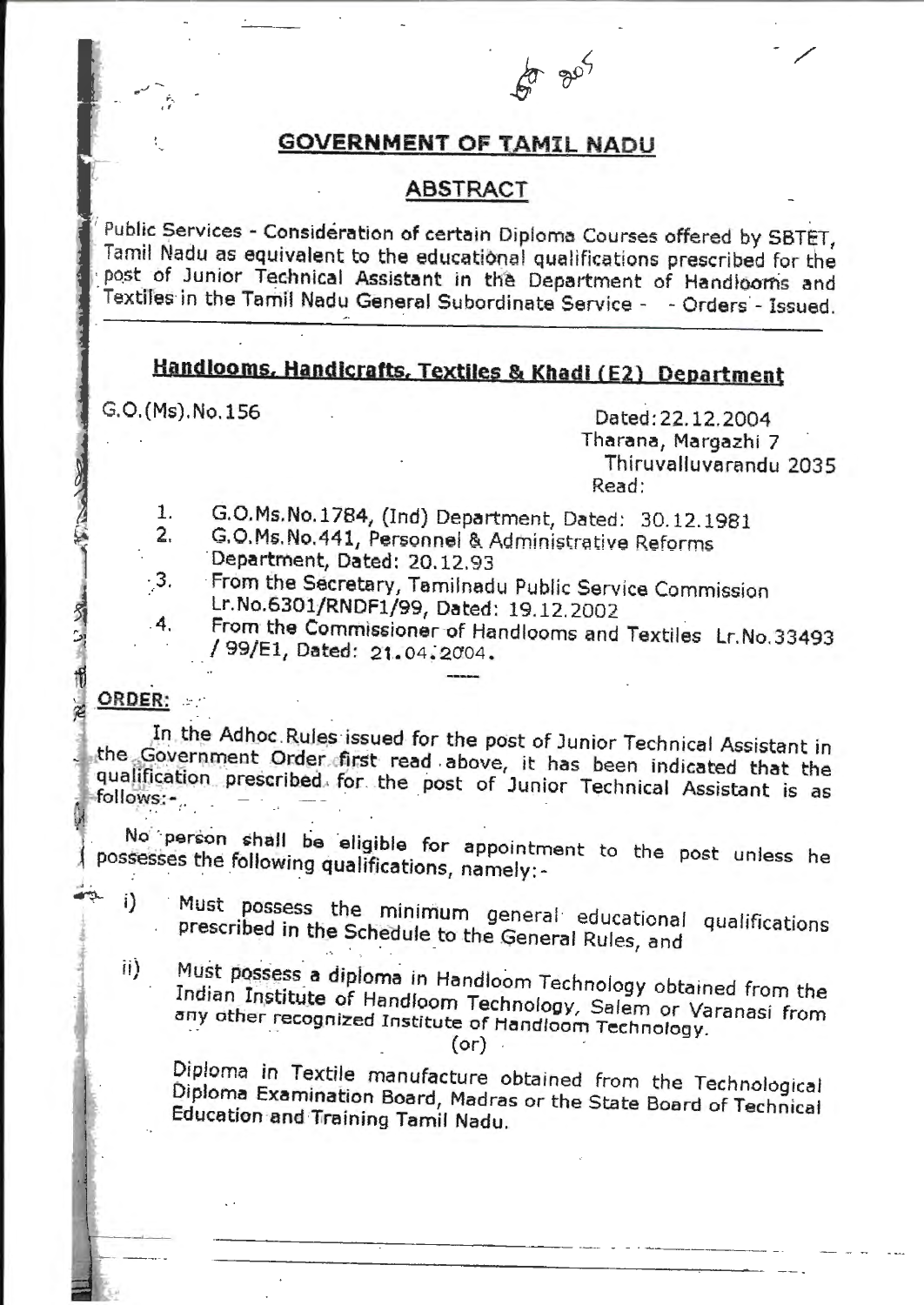# GOVERNMENT OF TAMIL NADU

## ABSTRACT

Public Services - Consideration of certain Diploma Courses offered by SBTET, Tamil Nadu as equivalent to the educational qualifications prescribed for the post of Junior Technical Assistant in the Department of Handlooms and Textiles in the Tamil Nadu General Subordinate Service - - Orders - Issued.

---

## Handlooms, Handicrafts, Textiles & Khadi (E2) Department

G.O.(Ms).No.156

Dated: 22.12.2004
Tharana, Margazhi 7
Thiruvalluvarandu 2035
Read:

1. G.O.Ms.No.1784, (Ind) Department, Dated: 30.12.1981
2. G.O.Ms.No.441, Personnel & Administrative Reforms Department, Dated: 20.12.93
3. From the Secretary, Tamilnadu Public Service Commission Lr.No.6301/RNDF1/99, Dated: 19.12.2002
4. From the Commissioner of Handlooms and Textiles Lr.No.33493 / 99/E1, Dated: 21.04.2004.

---

**ORDER:**

In the Adhoc Rules issued for the post of Junior Technical Assistant in the Government Order first read above, it has been indicated that the qualification prescribed for the post of Junior Technical Assistant is as follows:-

No person shall be eligible for appointment to the post unless he possesses the following qualifications, namely:-

i) Must possess the minimum general educational qualifications prescribed in the Schedule to the General Rules, and

ii) Must possess a diploma in Handloom Technology obtained from the Indian Institute of Handloom Technology, Salem or Varanasi from any other recognized Institute of Handloom Technology.

(or)

Diploma in Textile manufacture obtained from the Technological Diploma Examination Board, Madras or the State Board of Technical Education and Training Tamil Nadu.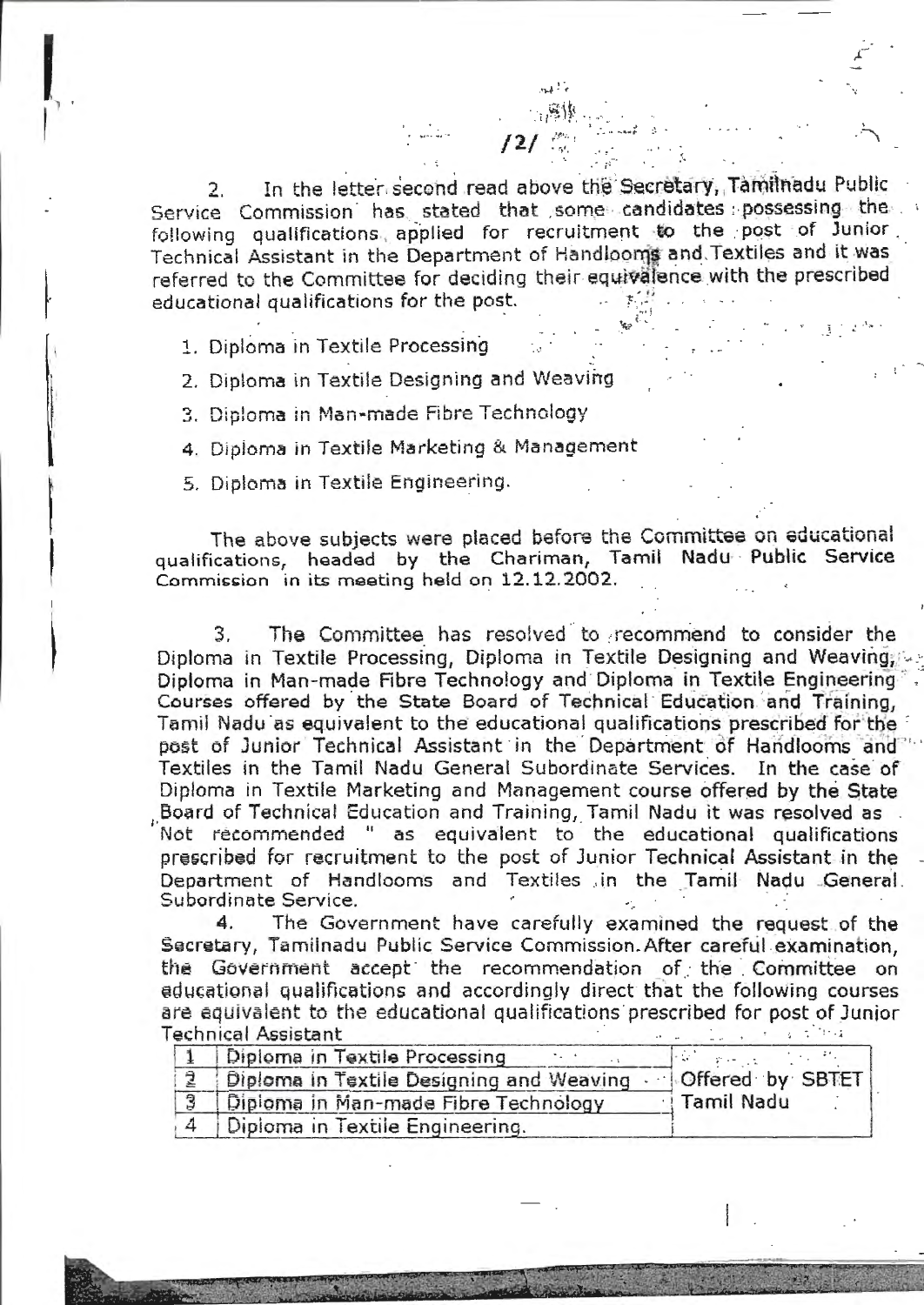2. In the letter second read above the Secretary, Tamilnadu Public Service Commission has stated that some candidates possessing the following qualifications applied for recruitment to the post of Junior Technical Assistant in the Department of Handlooms and Textiles and it was referred to the Committee for deciding their equivalence with the prescribed educational qualifications for the post.

1. Diploma in Textile Processing
2. Diploma in Textile Designing and Weaving
3. Diploma in Man-made Fibre Technology
4. Diploma in Textile Marketing & Management
5. Diploma in Textile Engineering.

The above subjects were placed before the Committee on educational qualifications, headed by the Chariman, Tamil Nadu Public Service Commission in its meeting held on 12.12.2002.

3. The Committee has resolved to recommend to consider the Diploma in Textile Processing, Diploma in Textile Designing and Weaving, Diploma in Man-made Fibre Technology and Diploma in Textile Engineering Courses offered by the State Board of Technical Education and Training, Tamil Nadu as equivalent to the educational qualifications prescribed for the post of Junior Technical Assistant in the Department of Handlooms and Textiles in the Tamil Nadu General Subordinate Services. In the case of Diploma in Textile Marketing and Management course offered by the State Board of Technical Education and Training, Tamil Nadu it was resolved as " Not recommended " as equivalent to the educational qualifications prescribed for recruitment to the post of Junior Technical Assistant in the Department of Handlooms and Textiles in the Tamil Nadu General Subordinate Service.

4. The Government have carefully examined the request of the Secretary, Tamilnadu Public Service Commission. After careful examination, the Government accept the recommendation of the Committee on educational qualifications and accordingly direct that the following courses are equivalent to the educational qualifications prescribed for post of Junior Technical Assistant

| | | |
|---|---|---|
| 1 | Diploma in Textile Processing | Offered by SBTET Tamil Nadu |
| 2 | Diploma in Textile Designing and Weaving | |
| 3 | Diploma in Man-made Fibre Technology | |
| 4 | Diploma in Textile Engineering. | |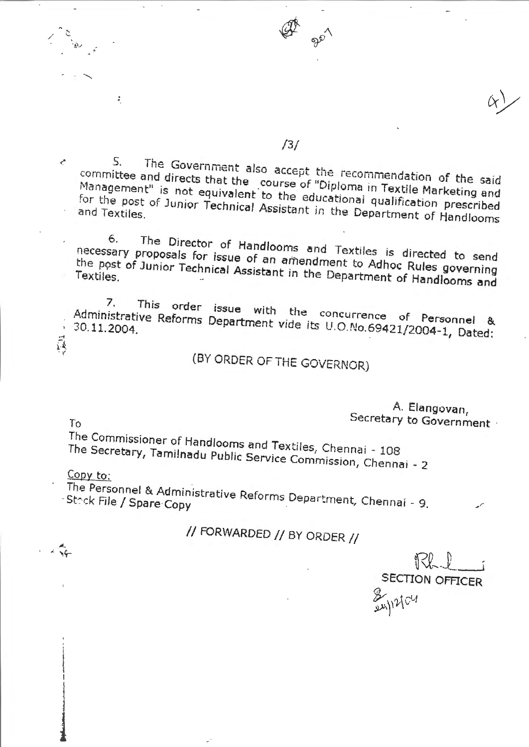5. The Government also accept the recommendation of the said committee and directs that the course of "Diploma in Textile Marketing and Management" is not equivalent to the educational qualification prescribed for the post of Junior Technical Assistant in the Department of Handlooms and Textiles.

6. The Director of Handlooms and Textiles is directed to send necessary proposals for issue of an amendment to Adhoc Rules governing the post of Junior Technical Assistant in the Department of Handlooms and Textiles.

7. This order issue with the concurrence of Personnel & Administrative Reforms Department vide its U.O.No.69421/2004-1, Dated: 30.11.2004.

(BY ORDER OF THE GOVERNOR)

A. Elangovan,
Secretary to Government

To

The Commissioner of Handlooms and Textiles, Chennai - 108
The Secretary, Tamilnadu Public Service Commission, Chennai - 2

Copy to:

The Personnel & Administrative Reforms Department, Chennai - 9.
Stock File / Spare Copy

// FORWARDED // BY ORDER //

SECTION OFFICER